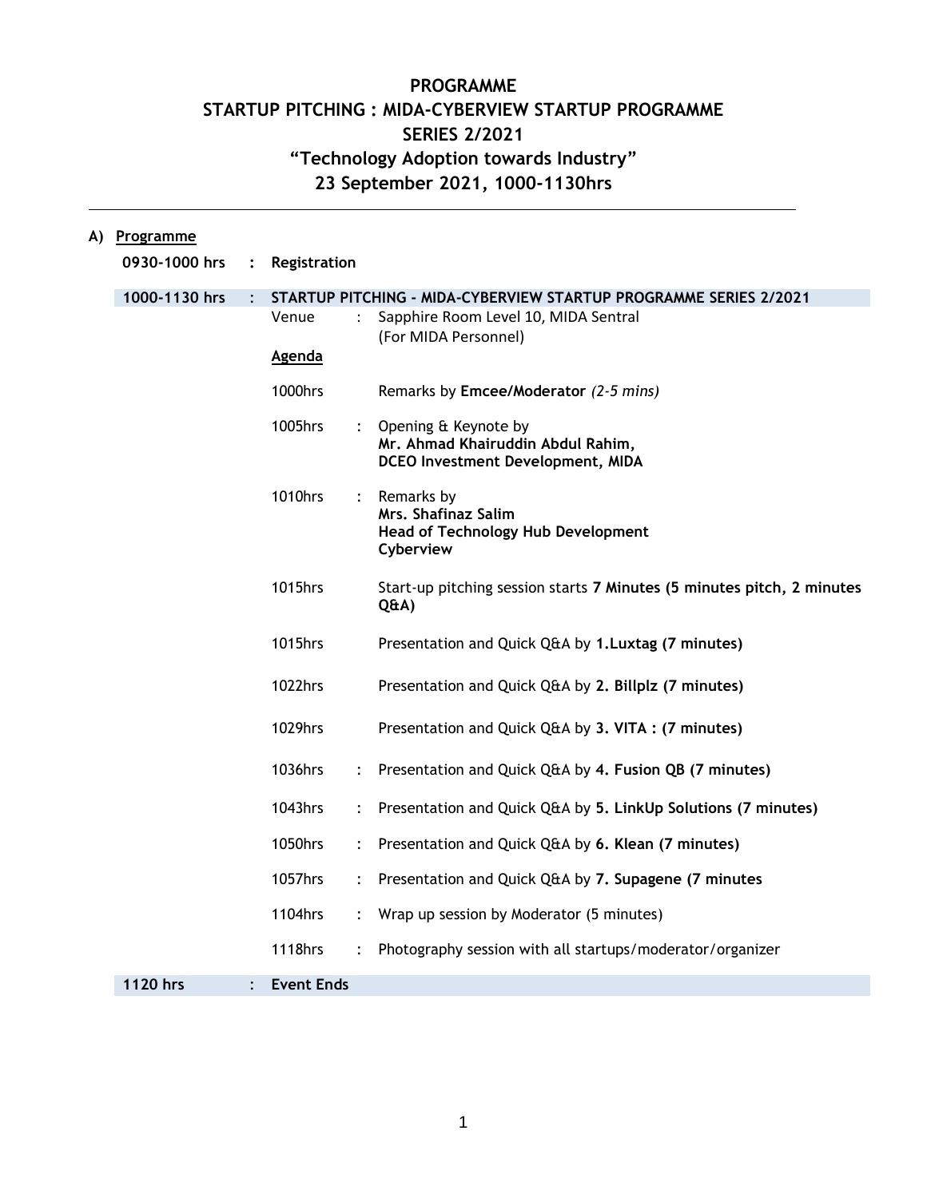# PROGRAMME
# STARTUP PITCHING : MIDA-CYBERVIEW STARTUP PROGRAMME
# SERIES 2/2021
# "Technology Adoption towards Industry"
# 23 September 2021, 1000-1130hrs

---

**A) Programme**

**0930-1000 hrs : Registration**

**1000-1130 hrs : STARTUP PITCHING - MIDA-CYBERVIEW STARTUP PROGRAMME SERIES 2/2021**

Venue : Sapphire Room Level 10, MIDA Sentral (For MIDA Personnel)

**Agenda**

| Time | | Item |
|---|---|---|
| 1000hrs | | Remarks by **Emcee/Moderator** *(2-5 mins)* |
| 1005hrs | : | Opening & Keynote by **Mr. Ahmad Khairuddin Abdul Rahim, DCEO Investment Development, MIDA** |
| 1010hrs | : | Remarks by **Mrs. Shafinaz Salim Head of Technology Hub Development Cyberview** |
| 1015hrs | | Start-up pitching session starts **7 Minutes (5 minutes pitch, 2 minutes Q&A)** |
| 1015hrs | | Presentation and Quick Q&A by **1.Luxtag (7 minutes)** |
| 1022hrs | | Presentation and Quick Q&A by **2. Billplz (7 minutes)** |
| 1029hrs | | Presentation and Quick Q&A by **3. VITA : (7 minutes)** |
| 1036hrs | : | Presentation and Quick Q&A by **4. Fusion QB (7 minutes)** |
| 1043hrs | : | Presentation and Quick Q&A by **5. LinkUp Solutions (7 minutes)** |
| 1050hrs | : | Presentation and Quick Q&A by **6. Klean (7 minutes)** |
| 1057hrs | : | Presentation and Quick Q&A by **7. Supagene (7 minutes** |
| 1104hrs | : | Wrap up session by Moderator (5 minutes) |
| 1118hrs | : | Photography session with all startups/moderator/organizer |

**1120 hrs : Event Ends**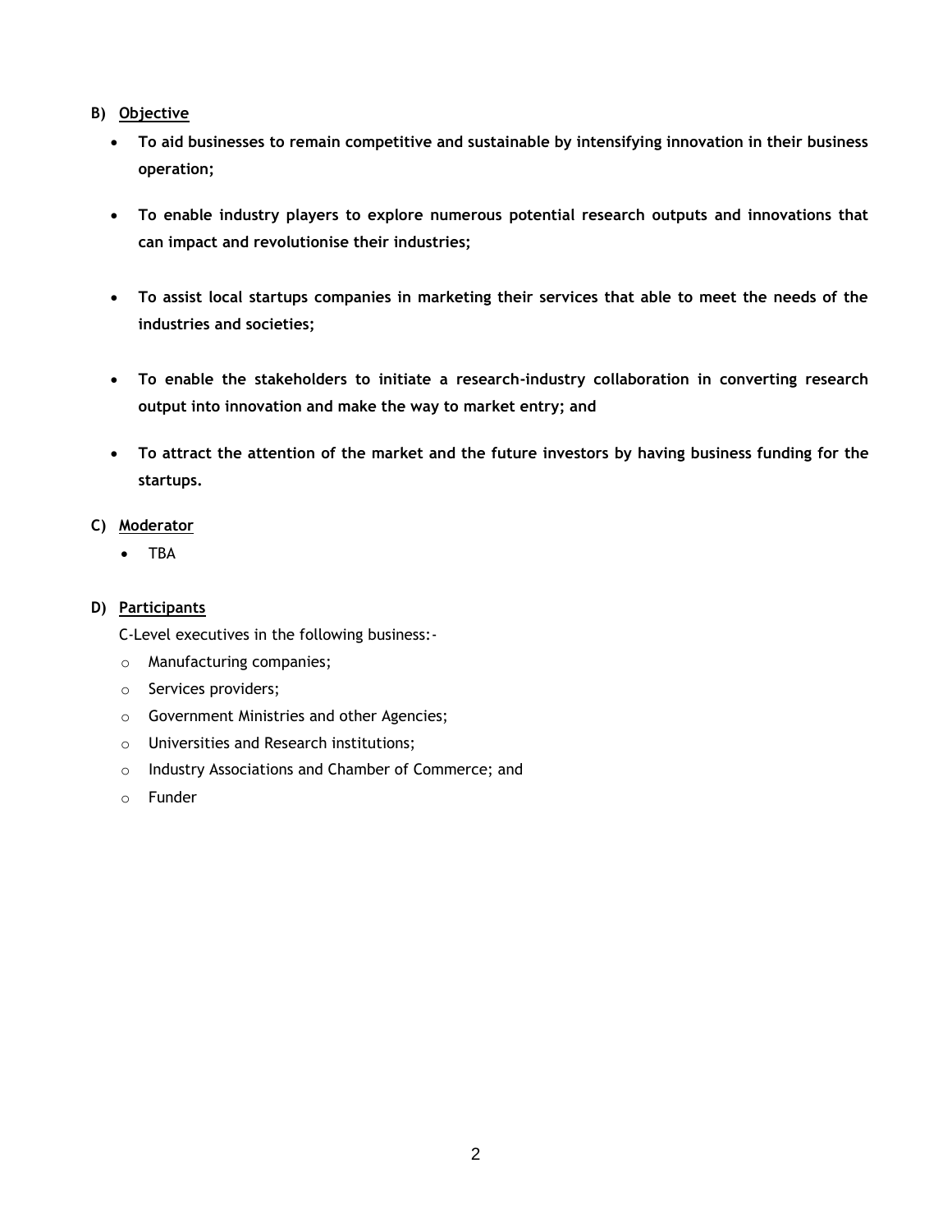**B) Objective**

- **To aid businesses to remain competitive and sustainable by intensifying innovation in their business operation;**
- **To enable industry players to explore numerous potential research outputs and innovations that can impact and revolutionise their industries;**
- **To assist local startups companies in marketing their services that able to meet the needs of the industries and societies;**
- **To enable the stakeholders to initiate a research-industry collaboration in converting research output into innovation and make the way to market entry; and**
- **To attract the attention of the market and the future investors by having business funding for the startups.**

**C) Moderator**

- TBA

**D) Participants**

C-Level executives in the following business:-

- Manufacturing companies;
- Services providers;
- Government Ministries and other Agencies;
- Universities and Research institutions;
- Industry Associations and Chamber of Commerce; and
- Funder